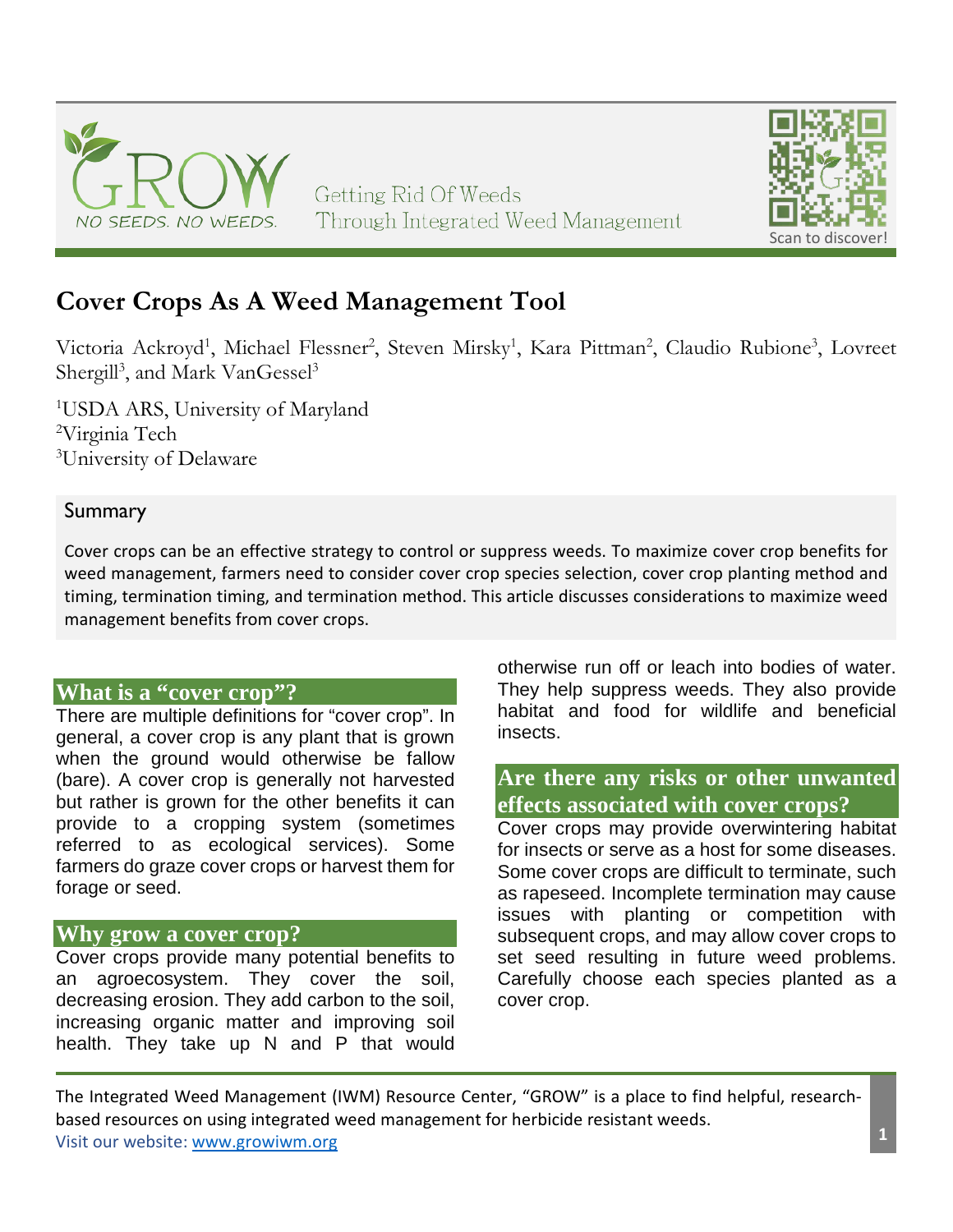GROW

NO SEEDS. NO WEEDS.

Getting Rid Of Weeds Through Integrated Weed Management

Scan to discover!

# Cover Crops As A Weed Management Tool

Victoria Ackroyd[1], Michael Flessner[2], Steven Mirsky[1], Kara Pittman[2], Claudio Rubione[3], Lovreet Shergill[3], and Mark VanGessel[3]

[1]USDA ARS, University of Maryland
[2]Virginia Tech
[3]University of Delaware

## Summary

Cover crops can be an effective strategy to control or suppress weeds. To maximize cover crop benefits for weed management, farmers need to consider cover crop species selection, cover crop planting method and timing, termination timing, and termination method. This article discusses considerations to maximize weed management benefits from cover crops.

## What is a "cover crop"?

There are multiple definitions for "cover crop". In general, a cover crop is any plant that is grown when the ground would otherwise be fallow (bare). A cover crop is generally not harvested but rather is grown for the other benefits it can provide to a cropping system (sometimes referred to as ecological services). Some farmers do graze cover crops or harvest them for forage or seed.

## Why grow a cover crop?

Cover crops provide many potential benefits to an agroecosystem. They cover the soil, decreasing erosion. They add carbon to the soil, increasing organic matter and improving soil health. They take up N and P that would otherwise run off or leach into bodies of water. They help suppress weeds. They also provide habitat and food for wildlife and beneficial insects.

## Are there any risks or other unwanted effects associated with cover crops?

Cover crops may provide overwintering habitat for insects or serve as a host for some diseases. Some cover crops are difficult to terminate, such as rapeseed. Incomplete termination may cause issues with planting or competition with subsequent crops, and may allow cover crops to set seed resulting in future weed problems. Carefully choose each species planted as a cover crop.

The Integrated Weed Management (IWM) Resource Center, "GROW" is a place to find helpful, research-based resources on using integrated weed management for herbicide resistant weeds.
Visit our website: www.growiwm.org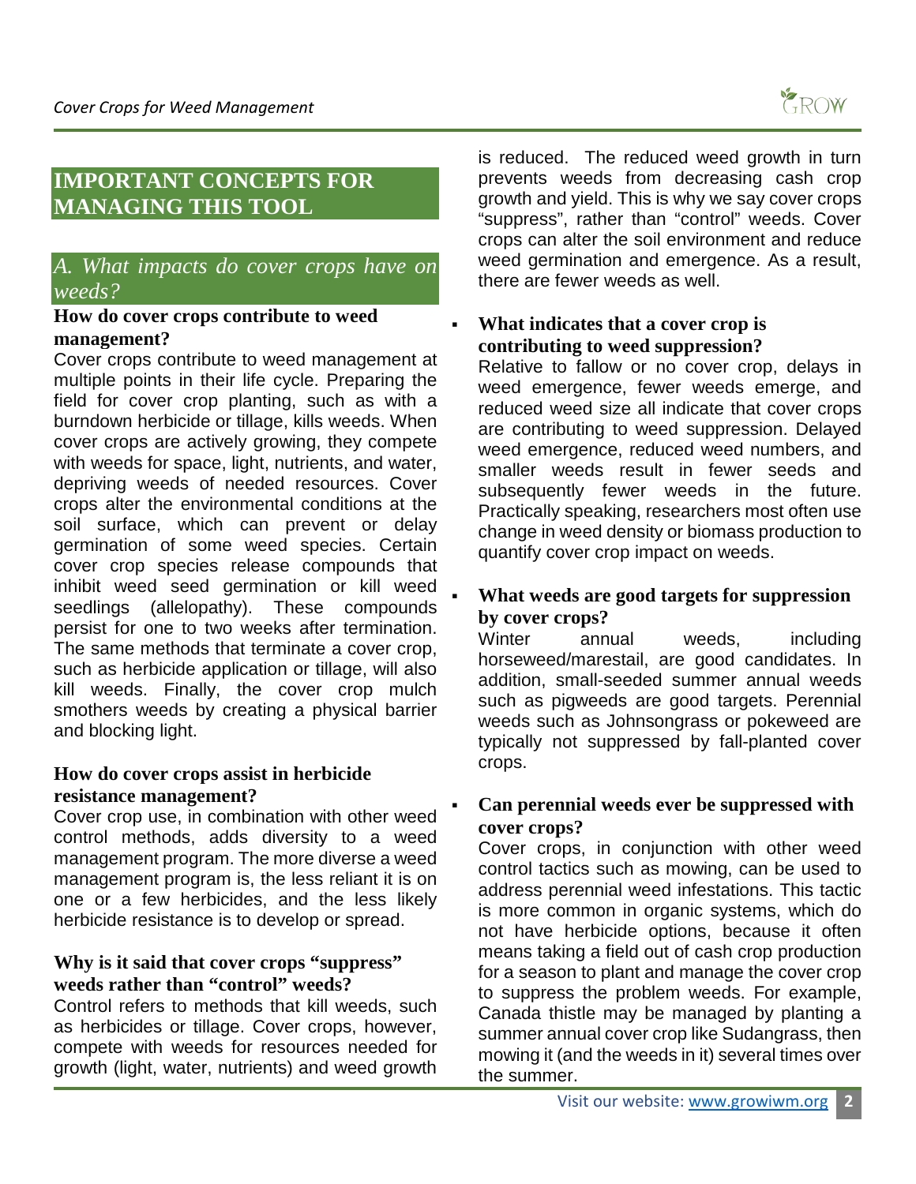## IMPORTANT CONCEPTS FOR MANAGING THIS TOOL

### *A. What impacts do cover crops have on weeds?*

**How do cover crops contribute to weed management?**

Cover crops contribute to weed management at multiple points in their life cycle. Preparing the field for cover crop planting, such as with a burndown herbicide or tillage, kills weeds. When cover crops are actively growing, they compete with weeds for space, light, nutrients, and water, depriving weeds of needed resources. Cover crops alter the environmental conditions at the soil surface, which can prevent or delay germination of some weed species. Certain cover crop species release compounds that inhibit weed seed germination or kill weed seedlings (allelopathy). These compounds persist for one to two weeks after termination. The same methods that terminate a cover crop, such as herbicide application or tillage, will also kill weeds. Finally, the cover crop mulch smothers weeds by creating a physical barrier and blocking light.

**How do cover crops assist in herbicide resistance management?**

Cover crop use, in combination with other weed control methods, adds diversity to a weed management program. The more diverse a weed management program is, the less reliant it is on one or a few herbicides, and the less likely herbicide resistance is to develop or spread.

**Why is it said that cover crops "suppress" weeds rather than "control" weeds?**

Control refers to methods that kill weeds, such as herbicides or tillage. Cover crops, however, compete with weeds for resources needed for growth (light, water, nutrients) and weed growth is reduced. The reduced weed growth in turn prevents weeds from decreasing cash crop growth and yield. This is why we say cover crops "suppress", rather than "control" weeds. Cover crops can alter the soil environment and reduce weed germination and emergence. As a result, there are fewer weeds as well.

- **What indicates that a cover crop is contributing to weed suppression?**
  Relative to fallow or no cover crop, delays in weed emergence, fewer weeds emerge, and reduced weed size all indicate that cover crops are contributing to weed suppression. Delayed weed emergence, reduced weed numbers, and smaller weeds result in fewer seeds and subsequently fewer weeds in the future. Practically speaking, researchers most often use change in weed density or biomass production to quantify cover crop impact on weeds.

- **What weeds are good targets for suppression by cover crops?**
  Winter annual weeds, including horseweed/marestail, are good candidates. In addition, small-seeded summer annual weeds such as pigweeds are good targets. Perennial weeds such as Johnsongrass or pokeweed are typically not suppressed by fall-planted cover crops.

- **Can perennial weeds ever be suppressed with cover crops?**
  Cover crops, in conjunction with other weed control tactics such as mowing, can be used to address perennial weed infestations. This tactic is more common in organic systems, which do not have herbicide options, because it often means taking a field out of cash crop production for a season to plant and manage the cover crop to suppress the problem weeds. For example, Canada thistle may be managed by planting a summer annual cover crop like Sudangrass, then mowing it (and the weeds in it) several times over the summer.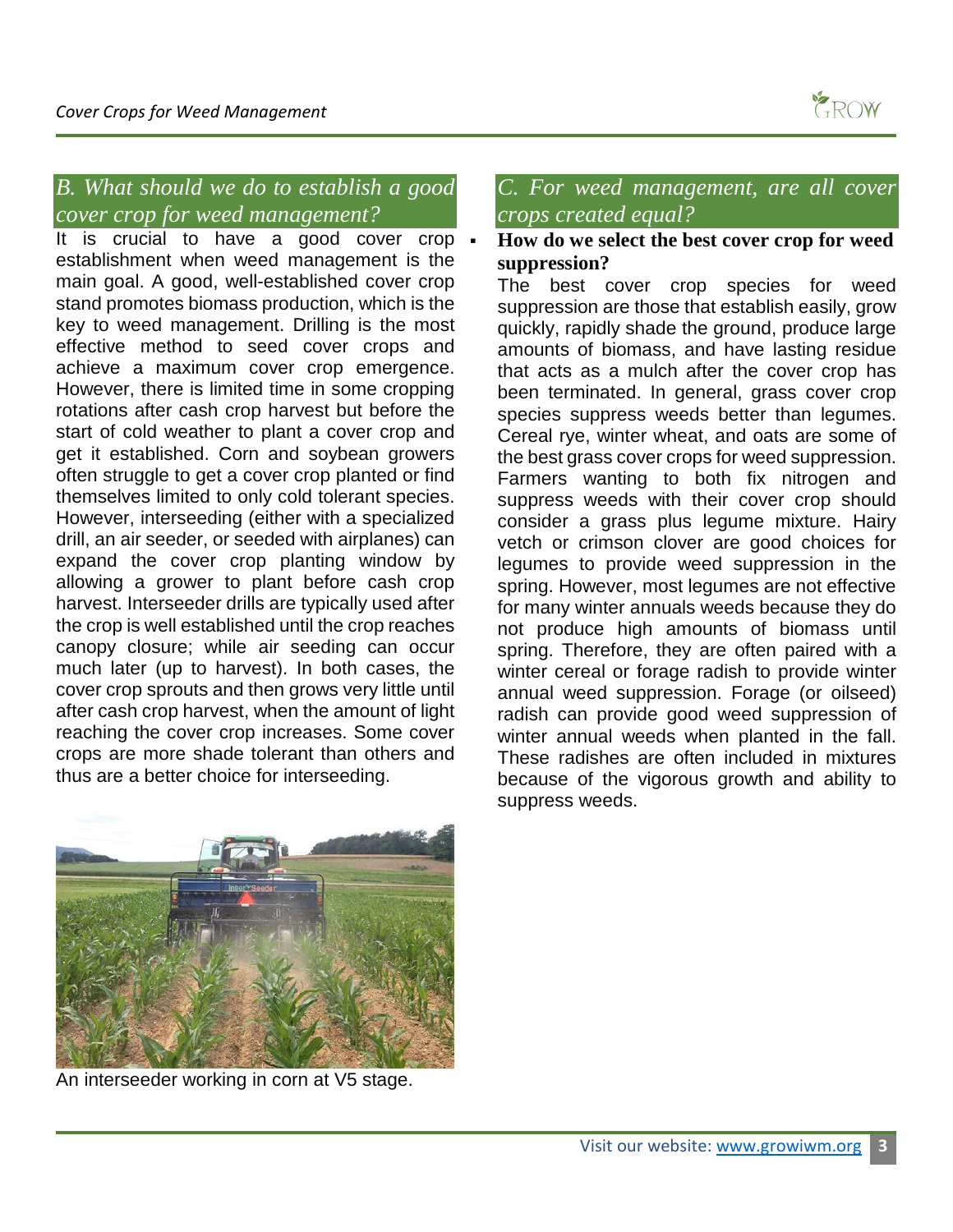## B. What should we do to establish a good cover crop for weed management?

It is crucial to have a good cover crop establishment when weed management is the main goal. A good, well-established cover crop stand promotes biomass production, which is the key to weed management. Drilling is the most effective method to seed cover crops and achieve a maximum cover crop emergence. However, there is limited time in some cropping rotations after cash crop harvest but before the start of cold weather to plant a cover crop and get it established. Corn and soybean growers often struggle to get a cover crop planted or find themselves limited to only cold tolerant species. However, interseeding (either with a specialized drill, an air seeder, or seeded with airplanes) can expand the cover crop planting window by allowing a grower to plant before cash crop harvest. Interseeder drills are typically used after the crop is well established until the crop reaches canopy closure; while air seeding can occur much later (up to harvest). In both cases, the cover crop sprouts and then grows very little until after cash crop harvest, when the amount of light reaching the cover crop increases. Some cover crops are more shade tolerant than others and thus are a better choice for interseeding.

An interseeder working in corn at V5 stage.

## C. For weed management, are all cover crops created equal?

- **How do we select the best cover crop for weed suppression?**

The best cover crop species for weed suppression are those that establish easily, grow quickly, rapidly shade the ground, produce large amounts of biomass, and have lasting residue that acts as a mulch after the cover crop has been terminated. In general, grass cover crop species suppress weeds better than legumes. Cereal rye, winter wheat, and oats are some of the best grass cover crops for weed suppression. Farmers wanting to both fix nitrogen and suppress weeds with their cover crop should consider a grass plus legume mixture. Hairy vetch or crimson clover are good choices for legumes to provide weed suppression in the spring. However, most legumes are not effective for many winter annuals weeds because they do not produce high amounts of biomass until spring. Therefore, they are often paired with a winter cereal or forage radish to provide winter annual weed suppression. Forage (or oilseed) radish can provide good weed suppression of winter annual weeds when planted in the fall. These radishes are often included in mixtures because of the vigorous growth and ability to suppress weeds.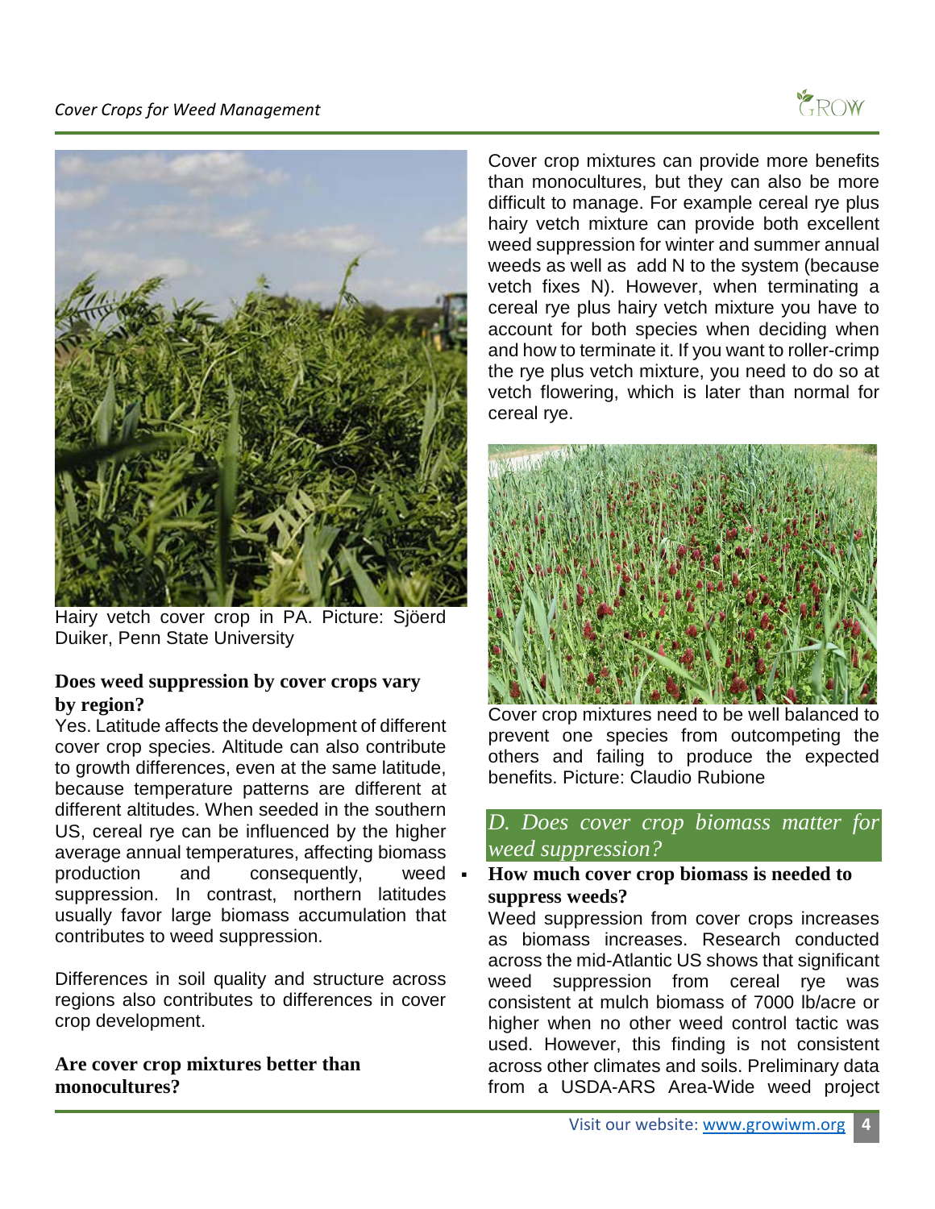Hairy vetch cover crop in PA. Picture: Sjöerd Duiker, Penn State University

**Does weed suppression by cover crops vary by region?**

Yes. Latitude affects the development of different cover crop species. Altitude can also contribute to growth differences, even at the same latitude, because temperature patterns are different at different altitudes. When seeded in the southern US, cereal rye can be influenced by the higher average annual temperatures, affecting biomass production and consequently, weed suppression. In contrast, northern latitudes usually favor large biomass accumulation that contributes to weed suppression.

Differences in soil quality and structure across regions also contributes to differences in cover crop development.

**Are cover crop mixtures better than monocultures?**

Cover crop mixtures can provide more benefits than monocultures, but they can also be more difficult to manage. For example cereal rye plus hairy vetch mixture can provide both excellent weed suppression for winter and summer annual weeds as well as add N to the system (because vetch fixes N). However, when terminating a cereal rye plus hairy vetch mixture you have to account for both species when deciding when and how to terminate it. If you want to roller-crimp the rye plus vetch mixture, you need to do so at vetch flowering, which is later than normal for cereal rye.

Cover crop mixtures need to be well balanced to prevent one species from outcompeting the others and failing to produce the expected benefits. Picture: Claudio Rubione

## *D. Does cover crop biomass matter for weed suppression?*

- **How much cover crop biomass is needed to suppress weeds?**

Weed suppression from cover crops increases as biomass increases. Research conducted across the mid-Atlantic US shows that significant weed suppression from cereal rye was consistent at mulch biomass of 7000 lb/acre or higher when no other weed control tactic was used. However, this finding is not consistent across other climates and soils. Preliminary data from a USDA-ARS Area-Wide weed project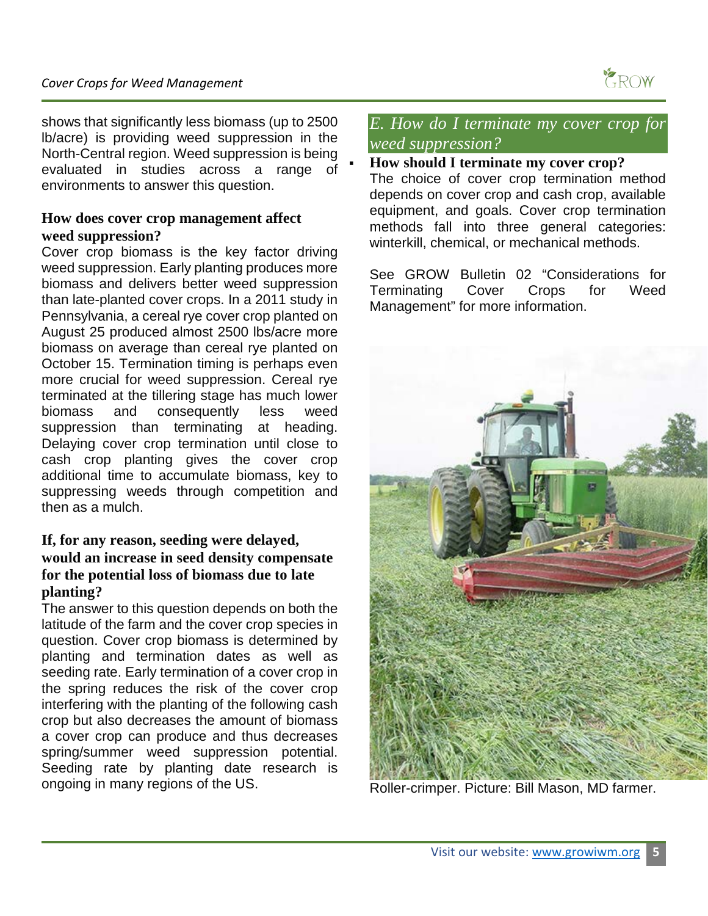shows that significantly less biomass (up to 2500 lb/acre) is providing weed suppression in the North-Central region. Weed suppression is being evaluated in studies across a range of environments to answer this question.

### How does cover crop management affect weed suppression?

Cover crop biomass is the key factor driving weed suppression. Early planting produces more biomass and delivers better weed suppression than late-planted cover crops. In a 2011 study in Pennsylvania, a cereal rye cover crop planted on August 25 produced almost 2500 lbs/acre more biomass on average than cereal rye planted on October 15. Termination timing is perhaps even more crucial for weed suppression. Cereal rye terminated at the tillering stage has much lower biomass and consequently less weed suppression than terminating at heading. Delaying cover crop termination until close to cash crop planting gives the cover crop additional time to accumulate biomass, key to suppressing weeds through competition and then as a mulch.

### If, for any reason, seeding were delayed, would an increase in seed density compensate for the potential loss of biomass due to late planting?

The answer to this question depends on both the latitude of the farm and the cover crop species in question. Cover crop biomass is determined by planting and termination dates as well as seeding rate. Early termination of a cover crop in the spring reduces the risk of the cover crop interfering with the planting of the following cash crop but also decreases the amount of biomass a cover crop can produce and thus decreases spring/summer weed suppression potential. Seeding rate by planting date research is ongoing in many regions of the US.

## *E. How do I terminate my cover crop for weed suppression?*

- **How should I terminate my cover crop?**

The choice of cover crop termination method depends on cover crop and cash crop, available equipment, and goals. Cover crop termination methods fall into three general categories: winterkill, chemical, or mechanical methods.

See GROW Bulletin 02 "Considerations for Terminating Cover Crops for Weed Management" for more information.

Roller-crimper. Picture: Bill Mason, MD farmer.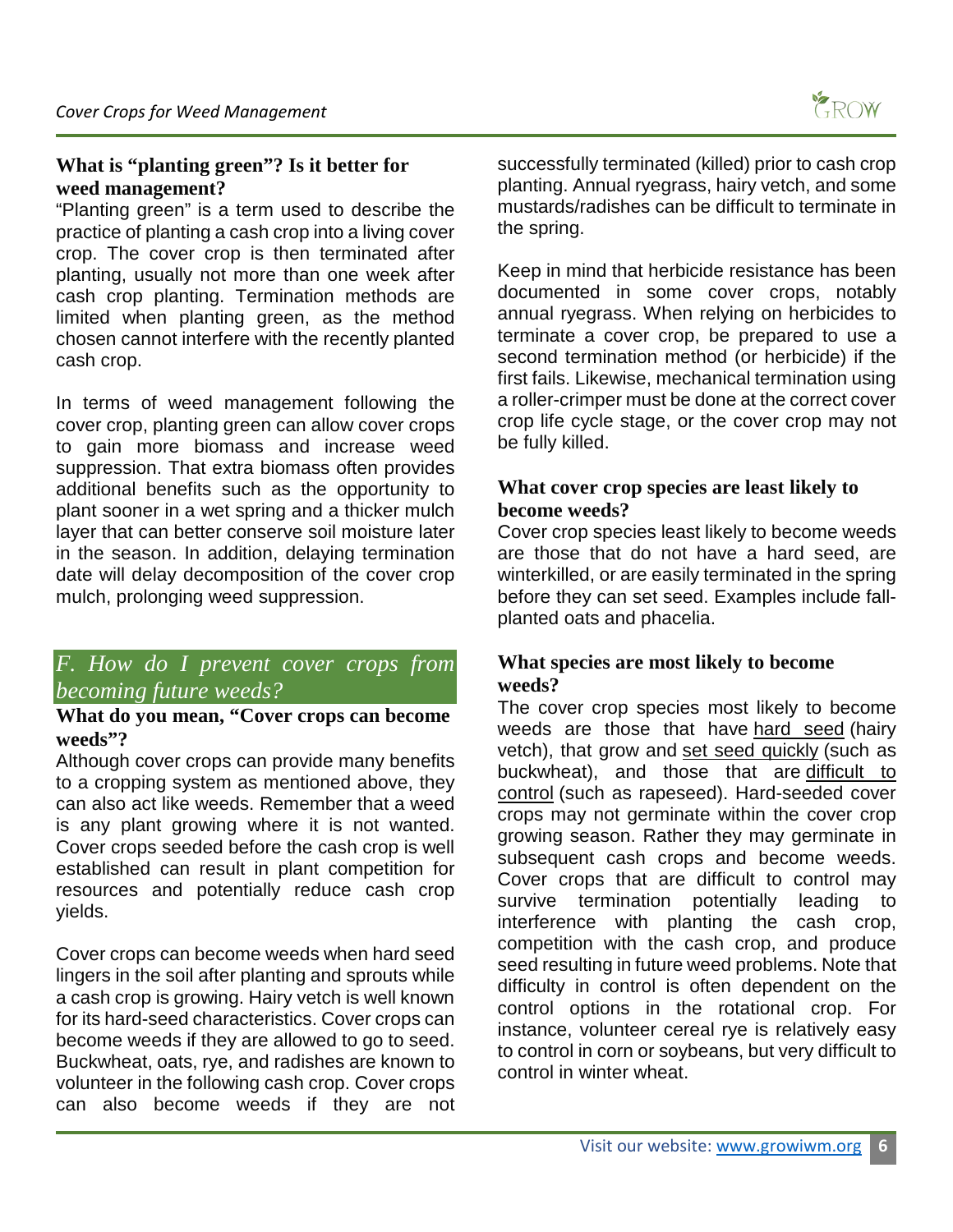### What is "planting green"? Is it better for weed management?

"Planting green" is a term used to describe the practice of planting a cash crop into a living cover crop. The cover crop is then terminated after planting, usually not more than one week after cash crop planting. Termination methods are limited when planting green, as the method chosen cannot interfere with the recently planted cash crop.

In terms of weed management following the cover crop, planting green can allow cover crops to gain more biomass and increase weed suppression. That extra biomass often provides additional benefits such as the opportunity to plant sooner in a wet spring and a thicker mulch layer that can better conserve soil moisture later in the season. In addition, delaying termination date will delay decomposition of the cover crop mulch, prolonging weed suppression.

## *F. How do I prevent cover crops from becoming future weeds?*

### What do you mean, "Cover crops can become weeds"?

Although cover crops can provide many benefits to a cropping system as mentioned above, they can also act like weeds. Remember that a weed is any plant growing where it is not wanted. Cover crops seeded before the cash crop is well established can result in plant competition for resources and potentially reduce cash crop yields.

Cover crops can become weeds when hard seed lingers in the soil after planting and sprouts while a cash crop is growing. Hairy vetch is well known for its hard-seed characteristics. Cover crops can become weeds if they are allowed to go to seed. Buckwheat, oats, rye, and radishes are known to volunteer in the following cash crop. Cover crops can also become weeds if they are not successfully terminated (killed) prior to cash crop planting. Annual ryegrass, hairy vetch, and some mustards/radishes can be difficult to terminate in the spring.

Keep in mind that herbicide resistance has been documented in some cover crops, notably annual ryegrass. When relying on herbicides to terminate a cover crop, be prepared to use a second termination method (or herbicide) if the first fails. Likewise, mechanical termination using a roller-crimper must be done at the correct cover crop life cycle stage, or the cover crop may not be fully killed.

### What cover crop species are least likely to become weeds?

Cover crop species least likely to become weeds are those that do not have a hard seed, are winterkilled, or are easily terminated in the spring before they can set seed. Examples include fall-planted oats and phacelia.

### What species are most likely to become weeds?

The cover crop species most likely to become weeds are those that have <u>hard seed</u> (hairy vetch), that grow and <u>set seed quickly</u> (such as buckwheat), and those that are <u>difficult to control</u> (such as rapeseed). Hard-seeded cover crops may not germinate within the cover crop growing season. Rather they may germinate in subsequent cash crops and become weeds. Cover crops that are difficult to control may survive termination potentially leading to interference with planting the cash crop, competition with the cash crop, and produce seed resulting in future weed problems. Note that difficulty in control is often dependent on the control options in the rotational crop. For instance, volunteer cereal rye is relatively easy to control in corn or soybeans, but very difficult to control in winter wheat.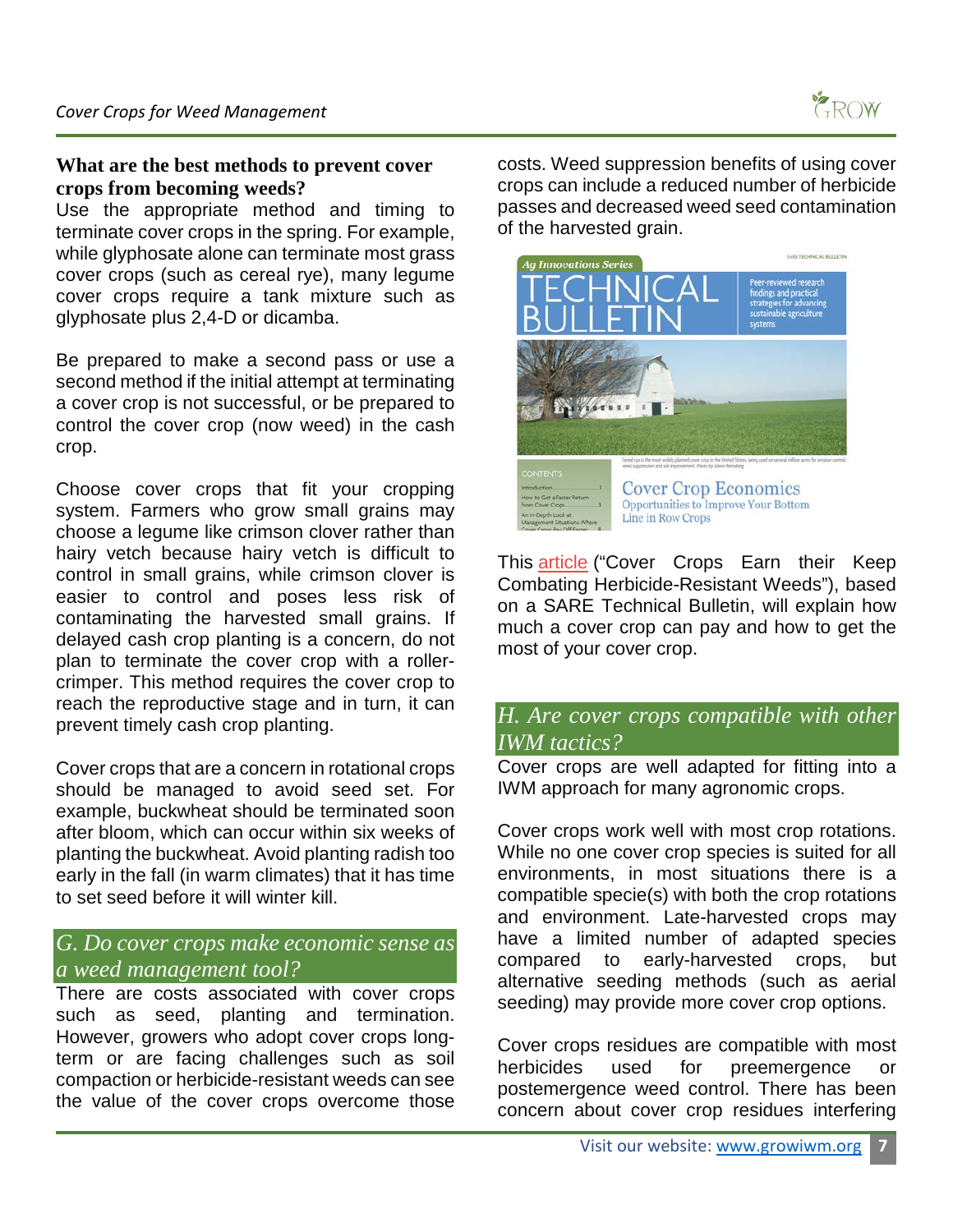### What are the best methods to prevent cover crops from becoming weeds?

Use the appropriate method and timing to terminate cover crops in the spring. For example, while glyphosate alone can terminate most grass cover crops (such as cereal rye), many legume cover crops require a tank mixture such as glyphosate plus 2,4-D or dicamba.

Be prepared to make a second pass or use a second method if the initial attempt at terminating a cover crop is not successful, or be prepared to control the cover crop (now weed) in the cash crop.

Choose cover crops that fit your cropping system. Farmers who grow small grains may choose a legume like crimson clover rather than hairy vetch because hairy vetch is difficult to control in small grains, while crimson clover is easier to control and poses less risk of contaminating the harvested small grains. If delayed cash crop planting is a concern, do not plan to terminate the cover crop with a roller-crimper. This method requires the cover crop to reach the reproductive stage and in turn, it can prevent timely cash crop planting.

Cover crops that are a concern in rotational crops should be managed to avoid seed set. For example, buckwheat should be terminated soon after bloom, which can occur within six weeks of planting the buckwheat. Avoid planting radish too early in the fall (in warm climates) that it has time to set seed before it will winter kill.

## G. Do cover crops make economic sense as a weed management tool?

There are costs associated with cover crops such as seed, planting and termination. However, growers who adopt cover crops long-term or are facing challenges such as soil compaction or herbicide-resistant weeds can see the value of the cover crops overcome those costs. Weed suppression benefits of using cover crops can include a reduced number of herbicide passes and decreased weed seed contamination of the harvested grain.

This article ("Cover Crops Earn their Keep Combating Herbicide-Resistant Weeds"), based on a SARE Technical Bulletin, will explain how much a cover crop can pay and how to get the most of your cover crop.

## H. Are cover crops compatible with other IWM tactics?

Cover crops are well adapted for fitting into a IWM approach for many agronomic crops.

Cover crops work well with most crop rotations. While no one cover crop species is suited for all environments, in most situations there is a compatible specie(s) with both the crop rotations and environment. Late-harvested crops may have a limited number of adapted species compared to early-harvested crops, but alternative seeding methods (such as aerial seeding) may provide more cover crop options.

Cover crops residues are compatible with most herbicides used for preemergence or postemergence weed control. There has been concern about cover crop residues interfering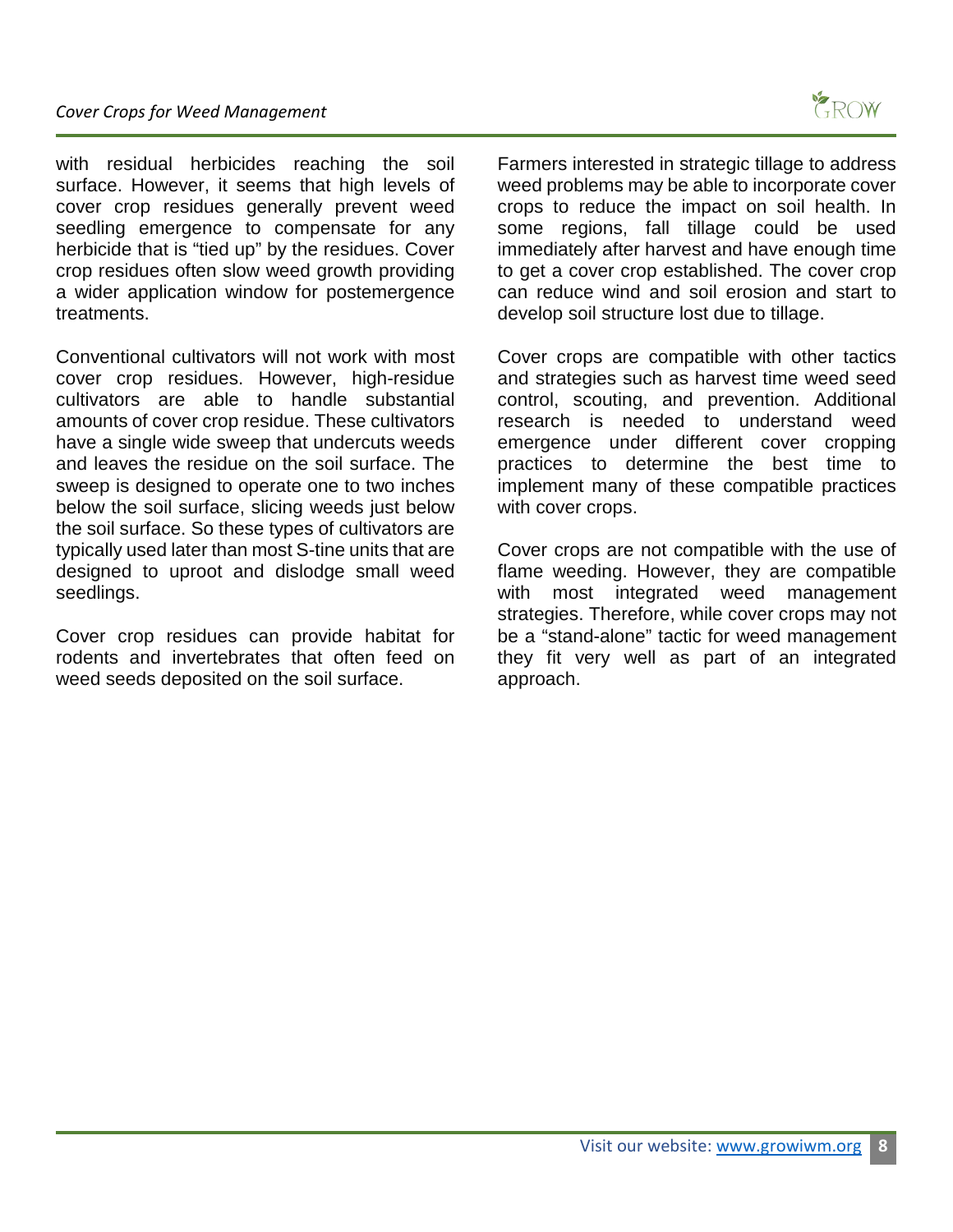with residual herbicides reaching the soil surface. However, it seems that high levels of cover crop residues generally prevent weed seedling emergence to compensate for any herbicide that is “tied up” by the residues. Cover crop residues often slow weed growth providing a wider application window for postemergence treatments.

Conventional cultivators will not work with most cover crop residues. However, high-residue cultivators are able to handle substantial amounts of cover crop residue. These cultivators have a single wide sweep that undercuts weeds and leaves the residue on the soil surface. The sweep is designed to operate one to two inches below the soil surface, slicing weeds just below the soil surface. So these types of cultivators are typically used later than most S-tine units that are designed to uproot and dislodge small weed seedlings.

Cover crop residues can provide habitat for rodents and invertebrates that often feed on weed seeds deposited on the soil surface.

Farmers interested in strategic tillage to address weed problems may be able to incorporate cover crops to reduce the impact on soil health. In some regions, fall tillage could be used immediately after harvest and have enough time to get a cover crop established. The cover crop can reduce wind and soil erosion and start to develop soil structure lost due to tillage.

Cover crops are compatible with other tactics and strategies such as harvest time weed seed control, scouting, and prevention. Additional research is needed to understand weed emergence under different cover cropping practices to determine the best time to implement many of these compatible practices with cover crops.

Cover crops are not compatible with the use of flame weeding. However, they are compatible with most integrated weed management strategies. Therefore, while cover crops may not be a “stand-alone” tactic for weed management they fit very well as part of an integrated approach.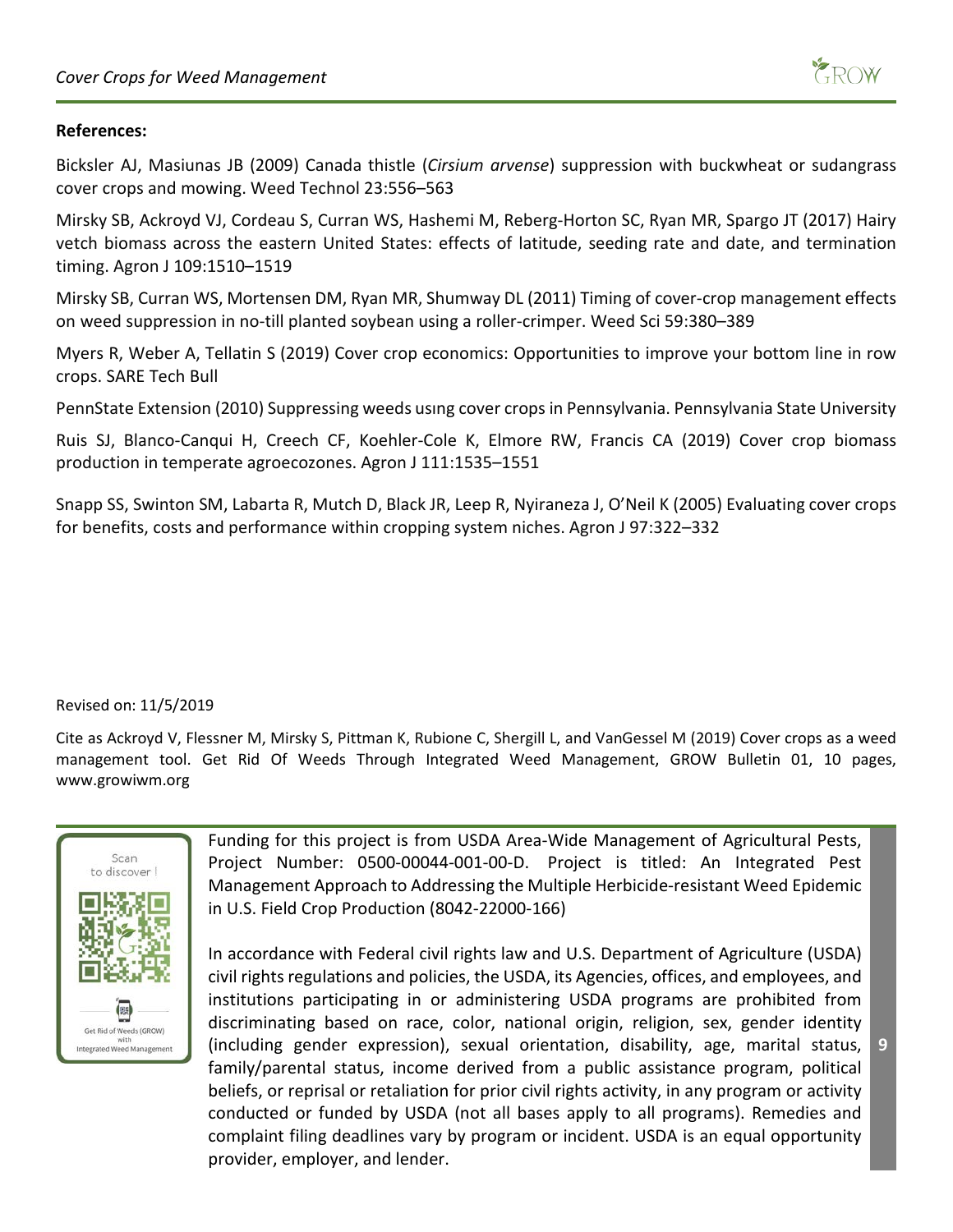**References:**

Bicksler AJ, Masiunas JB (2009) Canada thistle (*Cirsium arvense*) suppression with buckwheat or sudangrass cover crops and mowing. Weed Technol 23:556–563

Mirsky SB, Ackroyd VJ, Cordeau S, Curran WS, Hashemi M, Reberg-Horton SC, Ryan MR, Spargo JT (2017) Hairy vetch biomass across the eastern United States: effects of latitude, seeding rate and date, and termination timing. Agron J 109:1510–1519

Mirsky SB, Curran WS, Mortensen DM, Ryan MR, Shumway DL (2011) Timing of cover-crop management effects on weed suppression in no-till planted soybean using a roller-crimper. Weed Sci 59:380–389

Myers R, Weber A, Tellatin S (2019) Cover crop economics: Opportunities to improve your bottom line in row crops. SARE Tech Bull

PennState Extension (2010) Suppressing weeds usıng cover crops in Pennsylvania. Pennsylvania State University

Ruis SJ, Blanco-Canqui H, Creech CF, Koehler-Cole K, Elmore RW, Francis CA (2019) Cover crop biomass production in temperate agroecozones. Agron J 111:1535–1551

Snapp SS, Swinton SM, Labarta R, Mutch D, Black JR, Leep R, Nyiraneza J, O'Neil K (2005) Evaluating cover crops for benefits, costs and performance within cropping system niches. Agron J 97:322–332

Revised on: 11/5/2019

Cite as Ackroyd V, Flessner M, Mirsky S, Pittman K, Rubione C, Shergill L, and VanGessel M (2019) Cover crops as a weed management tool. Get Rid Of Weeds Through Integrated Weed Management, GROW Bulletin 01, 10 pages, www.growiwm.org

Scan to discover !

Get Rid of Weeds (GROW) with Integrated Weed Management

Funding for this project is from USDA Area-Wide Management of Agricultural Pests, Project Number: 0500-00044-001-00-D. Project is titled: An Integrated Pest Management Approach to Addressing the Multiple Herbicide-resistant Weed Epidemic in U.S. Field Crop Production (8042-22000-166)

In accordance with Federal civil rights law and U.S. Department of Agriculture (USDA) civil rights regulations and policies, the USDA, its Agencies, offices, and employees, and institutions participating in or administering USDA programs are prohibited from discriminating based on race, color, national origin, religion, sex, gender identity (including gender expression), sexual orientation, disability, age, marital status, family/parental status, income derived from a public assistance program, political beliefs, or reprisal or retaliation for prior civil rights activity, in any program or activity conducted or funded by USDA (not all bases apply to all programs). Remedies and complaint filing deadlines vary by program or incident. USDA is an equal opportunity provider, employer, and lender.